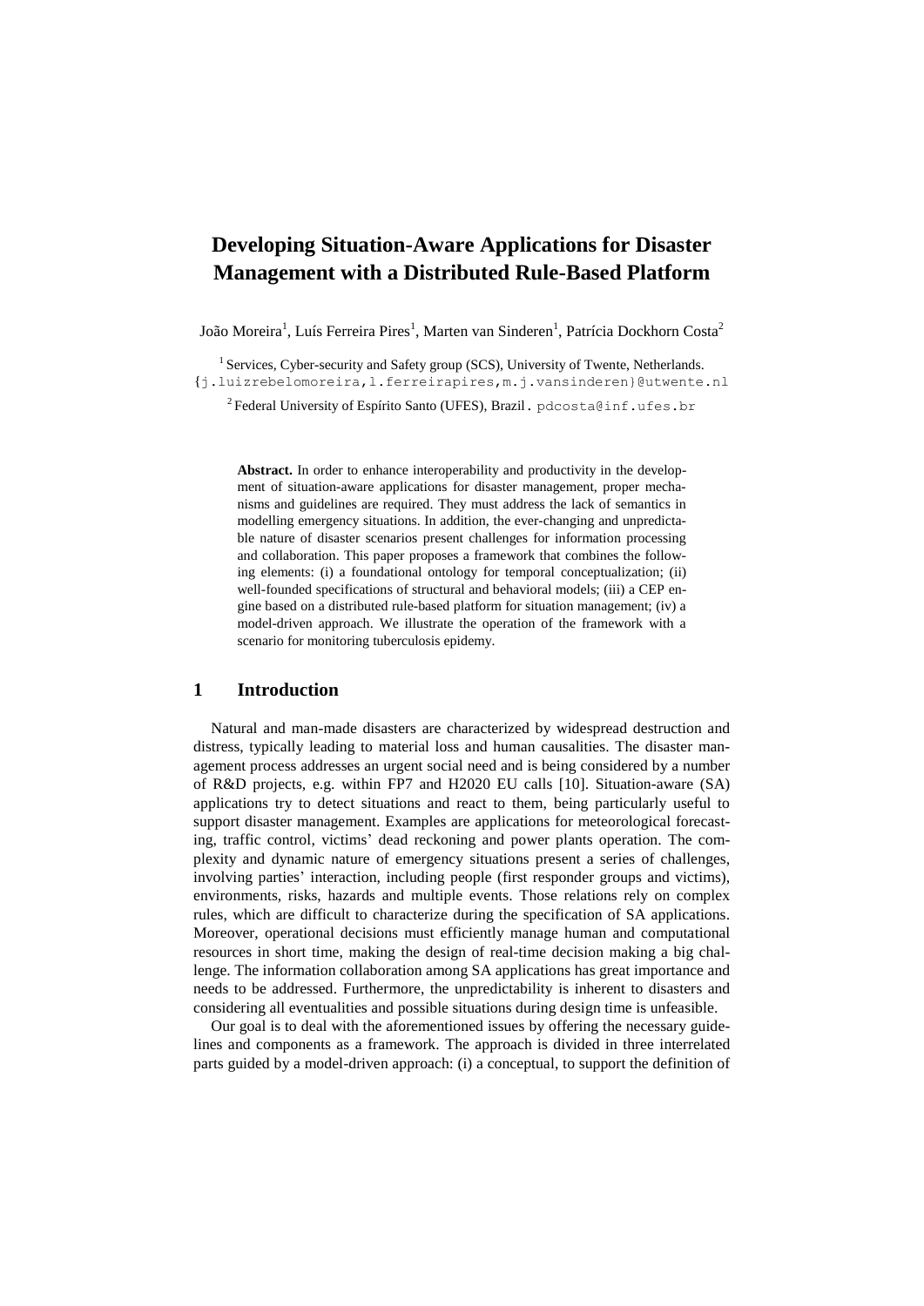# Developing Situation-Aware Applications for Disaster Management with a Distributed Rule-Based Platform

João Moreira[1], Luís Ferreira Pires[1], Marten van Sinderen[1], Patrícia Dockhorn Costa[2]

[1] Services, Cyber-security and Safety group (SCS), University of Twente, Netherlands. {j.luizrebelomoreira,l.ferreirapires,m.j.vansinderen}@utwente.nl

[2] Federal University of Espírito Santo (UFES), Brazil. pdcosta@inf.ufes.br

**Abstract.** In order to enhance interoperability and productivity in the development of situation-aware applications for disaster management, proper mechanisms and guidelines are required. They must address the lack of semantics in modelling emergency situations. In addition, the ever-changing and unpredictable nature of disaster scenarios present challenges for information processing and collaboration. This paper proposes a framework that combines the following elements: (i) a foundational ontology for temporal conceptualization; (ii) well-founded specifications of structural and behavioral models; (iii) a CEP engine based on a distributed rule-based platform for situation management; (iv) a model-driven approach. We illustrate the operation of the framework with a scenario for monitoring tuberculosis epidemy.

## 1 Introduction

Natural and man-made disasters are characterized by widespread destruction and distress, typically leading to material loss and human causalities. The disaster management process addresses an urgent social need and is being considered by a number of R&D projects, e.g. within FP7 and H2020 EU calls [10]. Situation-aware (SA) applications try to detect situations and react to them, being particularly useful to support disaster management. Examples are applications for meteorological forecasting, traffic control, victims' dead reckoning and power plants operation. The complexity and dynamic nature of emergency situations present a series of challenges, involving parties' interaction, including people (first responder groups and victims), environments, risks, hazards and multiple events. Those relations rely on complex rules, which are difficult to characterize during the specification of SA applications. Moreover, operational decisions must efficiently manage human and computational resources in short time, making the design of real-time decision making a big challenge. The information collaboration among SA applications has great importance and needs to be addressed. Furthermore, the unpredictability is inherent to disasters and considering all eventualities and possible situations during design time is unfeasible.

Our goal is to deal with the aforementioned issues by offering the necessary guidelines and components as a framework. The approach is divided in three interrelated parts guided by a model-driven approach: (i) a conceptual, to support the definition of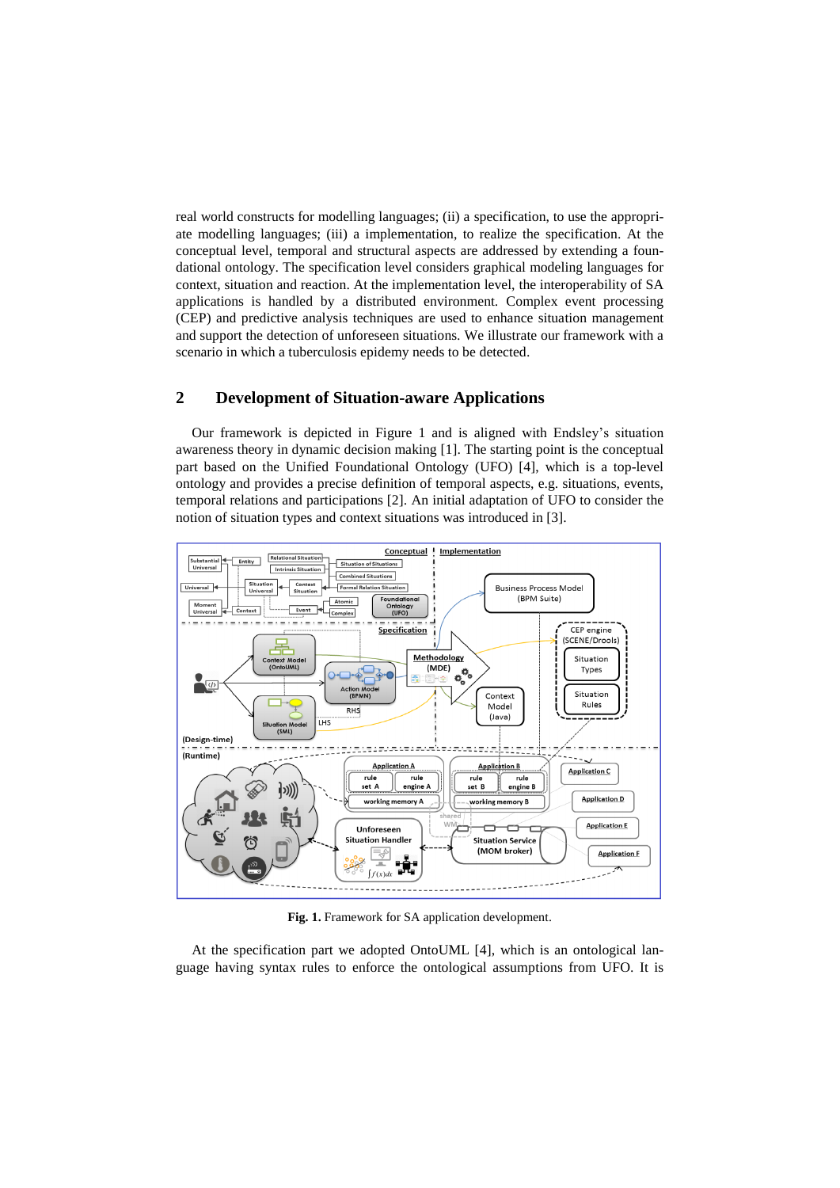real world constructs for modelling languages; (ii) a specification, to use the appropriate modelling languages; (iii) a implementation, to realize the specification. At the conceptual level, temporal and structural aspects are addressed by extending a foundational ontology. The specification level considers graphical modeling languages for context, situation and reaction. At the implementation level, the interoperability of SA applications is handled by a distributed environment. Complex event processing (CEP) and predictive analysis techniques are used to enhance situation management and support the detection of unforeseen situations. We illustrate our framework with a scenario in which a tuberculosis epidemy needs to be detected.

## 2 Development of Situation-aware Applications

Our framework is depicted in Figure 1 and is aligned with Endsley's situation awareness theory in dynamic decision making [1]. The starting point is the conceptual part based on the Unified Foundational Ontology (UFO) [4], which is a top-level ontology and provides a precise definition of temporal aspects, e.g. situations, events, temporal relations and participations [2]. An initial adaptation of UFO to consider the notion of situation types and context situations was introduced in [3].

**Fig. 1.** Framework for SA application development.

At the specification part we adopted OntoUML [4], which is an ontological language having syntax rules to enforce the ontological assumptions from UFO. It is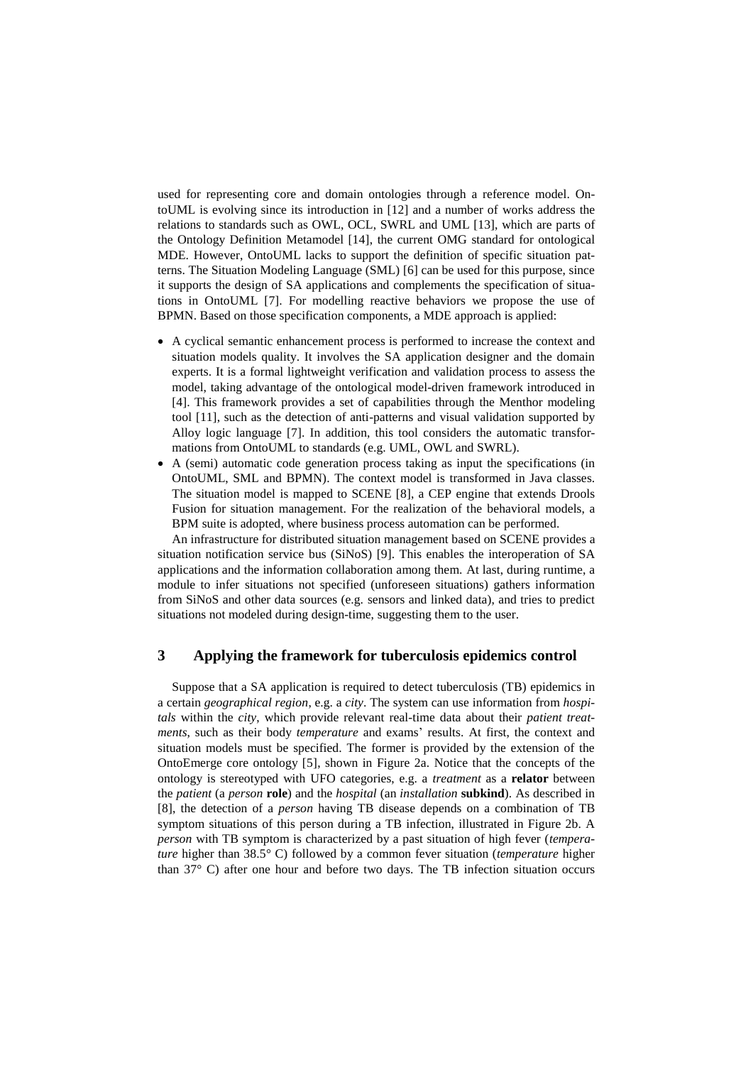used for representing core and domain ontologies through a reference model. OntoUML is evolving since its introduction in [12] and a number of works address the relations to standards such as OWL, OCL, SWRL and UML [13], which are parts of the Ontology Definition Metamodel [14], the current OMG standard for ontological MDE. However, OntoUML lacks to support the definition of specific situation patterns. The Situation Modeling Language (SML) [6] can be used for this purpose, since it supports the design of SA applications and complements the specification of situations in OntoUML [7]. For modelling reactive behaviors we propose the use of BPMN. Based on those specification components, a MDE approach is applied:

- A cyclical semantic enhancement process is performed to increase the context and situation models quality. It involves the SA application designer and the domain experts. It is a formal lightweight verification and validation process to assess the model, taking advantage of the ontological model-driven framework introduced in [4]. This framework provides a set of capabilities through the Menthor modeling tool [11], such as the detection of anti-patterns and visual validation supported by Alloy logic language [7]. In addition, this tool considers the automatic transformations from OntoUML to standards (e.g. UML, OWL and SWRL).
- A (semi) automatic code generation process taking as input the specifications (in OntoUML, SML and BPMN). The context model is transformed in Java classes. The situation model is mapped to SCENE [8], a CEP engine that extends Drools Fusion for situation management. For the realization of the behavioral models, a BPM suite is adopted, where business process automation can be performed.

An infrastructure for distributed situation management based on SCENE provides a situation notification service bus (SiNoS) [9]. This enables the interoperation of SA applications and the information collaboration among them. At last, during runtime, a module to infer situations not specified (unforeseen situations) gathers information from SiNoS and other data sources (e.g. sensors and linked data), and tries to predict situations not modeled during design-time, suggesting them to the user.

## 3 Applying the framework for tuberculosis epidemics control

Suppose that a SA application is required to detect tuberculosis (TB) epidemics in a certain *geographical region*, e.g. a *city*. The system can use information from *hospitals* within the *city*, which provide relevant real-time data about their *patient treatments*, such as their body *temperature* and exams' results. At first, the context and situation models must be specified. The former is provided by the extension of the OntoEmerge core ontology [5], shown in Figure 2a. Notice that the concepts of the ontology is stereotyped with UFO categories, e.g. a *treatment* as a **relator** between the *patient* (a *person* **role**) and the *hospital* (an *installation* **subkind**). As described in [8], the detection of a *person* having TB disease depends on a combination of TB symptom situations of this person during a TB infection, illustrated in Figure 2b. A *person* with TB symptom is characterized by a past situation of high fever (*temperature* higher than 38.5° C) followed by a common fever situation (*temperature* higher than 37° C) after one hour and before two days. The TB infection situation occurs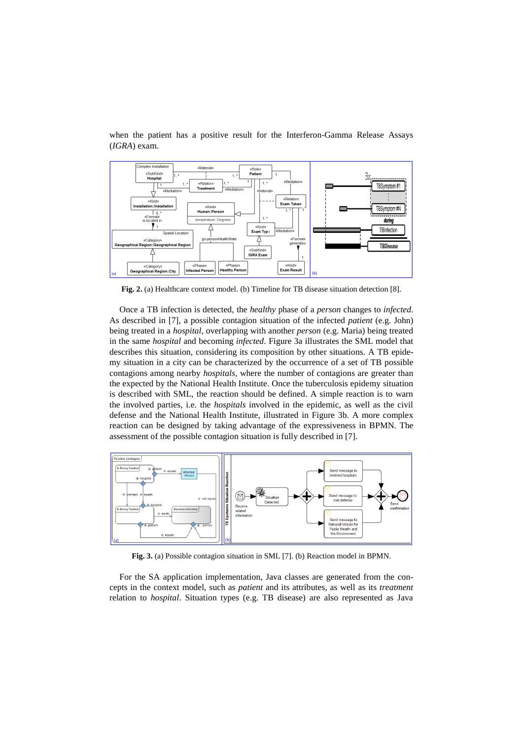when the patient has a positive result for the Interferon-Gamma Release Assays (*IGRA*) exam.

**Fig. 2.** (a) Healthcare context model. (b) Timeline for TB disease situation detection [8].

Once a TB infection is detected, the *healthy* phase of a *person* changes to *infected*. As described in [7], a possible contagion situation of the infected *patient* (e.g. John) being treated in a *hospital*, overlapping with another *person* (e.g. Maria) being treated in the same *hospital* and becoming *infected*. Figure 3a illustrates the SML model that describes this situation, considering its composition by other situations. A TB epidemy situation in a city can be characterized by the occurrence of a set of TB possible contagions among nearby *hospitals*, where the number of contagions are greater than the expected by the National Health Institute. Once the tuberculosis epidemy situation is described with SML, the reaction should be defined. A simple reaction is to warn the involved parties, i.e. the *hospitals* involved in the epidemic, as well as the civil defense and the National Health Institute, illustrated in Figure 3b. A more complex reaction can be designed by taking advantage of the expressiveness in BPMN. The assessment of the possible contagion situation is fully described in [7].

**Fig. 3.** (a) Possible contagion situation in SML [7]. (b) Reaction model in BPMN.

For the SA application implementation, Java classes are generated from the concepts in the context model, such as *patient* and its attributes, as well as its *treatment* relation to *hospital*. Situation types (e.g. TB disease) are also represented as Java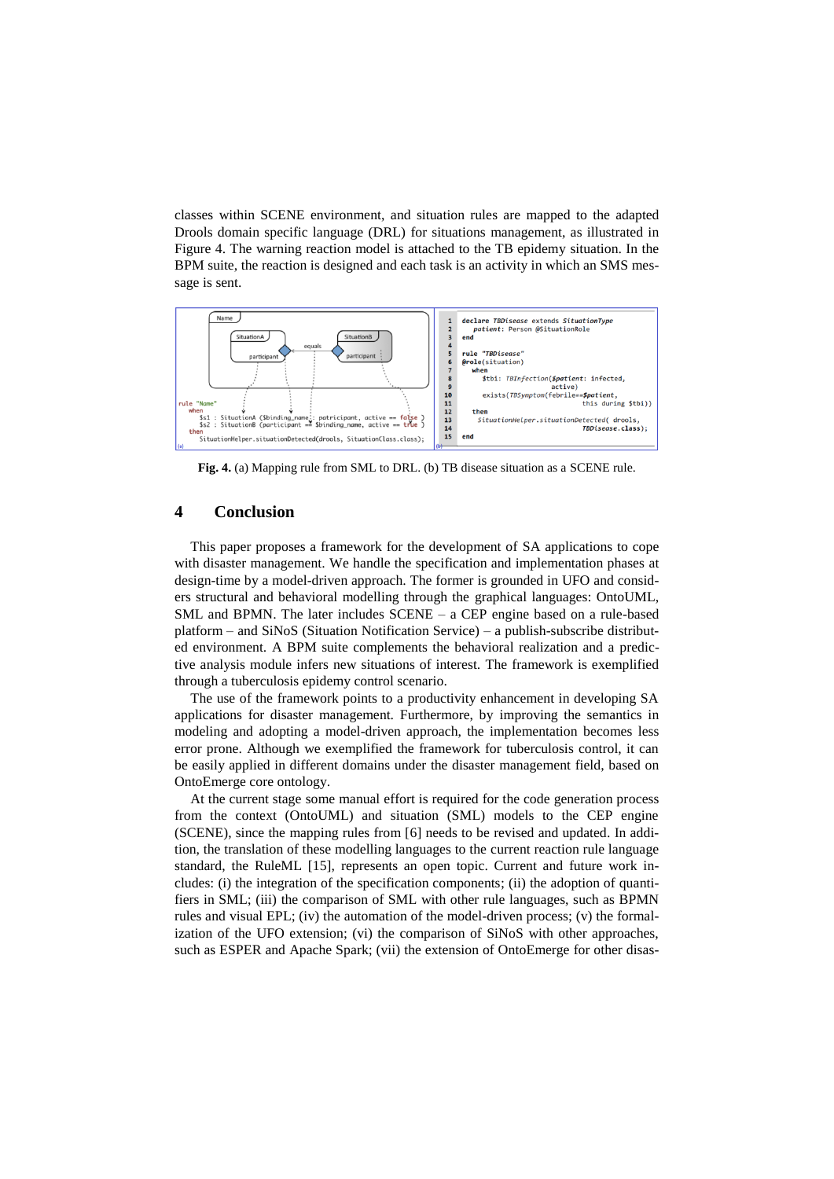classes within SCENE environment, and situation rules are mapped to the adapted Drools domain specific language (DRL) for situations management, as illustrated in Figure 4. The warning reaction model is attached to the TB epidemy situation. In the BPM suite, the reaction is designed and each task is an activity in which an SMS message is sent.

```
rule "Name"
  when
    $s1 : SituationA ($binding_name : patricipant, active == false )
    $s2 : SituationB (participant == $binding_name, active == true )
  then
    SituationHelper.situationDetected(drools, SituationClass.class);
```

```
1   declare TBDisease extends SituationType
2      patient: Person @SituationRole
3   end
4
5   rule "TBDisease"
6   @role(situation)
7     when
8       $tbi: TBInfection($patient: infected,
9                          active)
10      exists(TBSymptom(febrile==$patient,
11                                this during $tbi))
12    then
13      SituationHelper.situationDetected( drools,
14                                        TBDisease.class);
15  end
```

**Fig. 4.** (a) Mapping rule from SML to DRL. (b) TB disease situation as a SCENE rule.

## 4 Conclusion

This paper proposes a framework for the development of SA applications to cope with disaster management. We handle the specification and implementation phases at design-time by a model-driven approach. The former is grounded in UFO and considers structural and behavioral modelling through the graphical languages: OntoUML, SML and BPMN. The later includes SCENE – a CEP engine based on a rule-based platform – and SiNoS (Situation Notification Service) – a publish-subscribe distributed environment. A BPM suite complements the behavioral realization and a predictive analysis module infers new situations of interest. The framework is exemplified through a tuberculosis epidemy control scenario.

The use of the framework points to a productivity enhancement in developing SA applications for disaster management. Furthermore, by improving the semantics in modeling and adopting a model-driven approach, the implementation becomes less error prone. Although we exemplified the framework for tuberculosis control, it can be easily applied in different domains under the disaster management field, based on OntoEmerge core ontology.

At the current stage some manual effort is required for the code generation process from the context (OntoUML) and situation (SML) models to the CEP engine (SCENE), since the mapping rules from [6] needs to be revised and updated. In addition, the translation of these modelling languages to the current reaction rule language standard, the RuleML [15], represents an open topic. Current and future work includes: (i) the integration of the specification components; (ii) the adoption of quantifiers in SML; (iii) the comparison of SML with other rule languages, such as BPMN rules and visual EPL; (iv) the automation of the model-driven process; (v) the formalization of the UFO extension; (vi) the comparison of SiNoS with other approaches, such as ESPER and Apache Spark; (vii) the extension of OntoEmerge for other disas-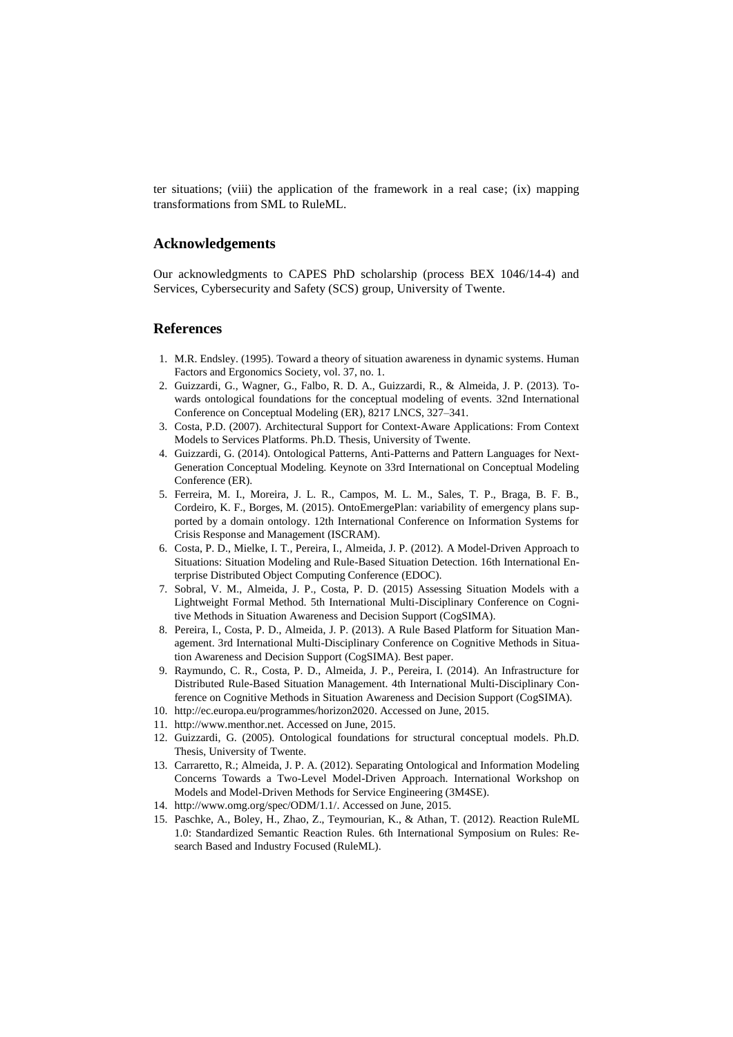ter situations; (viii) the application of the framework in a real case; (ix) mapping transformations from SML to RuleML.

## Acknowledgements

Our acknowledgments to CAPES PhD scholarship (process BEX 1046/14-4) and Services, Cybersecurity and Safety (SCS) group, University of Twente.

## References

1. M.R. Endsley. (1995). Toward a theory of situation awareness in dynamic systems. Human Factors and Ergonomics Society, vol. 37, no. 1.
2. Guizzardi, G., Wagner, G., Falbo, R. D. A., Guizzardi, R., & Almeida, J. P. (2013). Towards ontological foundations for the conceptual modeling of events. 32nd International Conference on Conceptual Modeling (ER), 8217 LNCS, 327–341.
3. Costa, P.D. (2007). Architectural Support for Context-Aware Applications: From Context Models to Services Platforms. Ph.D. Thesis, University of Twente.
4. Guizzardi, G. (2014). Ontological Patterns, Anti-Patterns and Pattern Languages for Next-Generation Conceptual Modeling. Keynote on 33rd International on Conceptual Modeling Conference (ER).
5. Ferreira, M. I., Moreira, J. L. R., Campos, M. L. M., Sales, T. P., Braga, B. F. B., Cordeiro, K. F., Borges, M. (2015). OntoEmergePlan: variability of emergency plans supported by a domain ontology. 12th International Conference on Information Systems for Crisis Response and Management (ISCRAM).
6. Costa, P. D., Mielke, I. T., Pereira, I., Almeida, J. P. (2012). A Model-Driven Approach to Situations: Situation Modeling and Rule-Based Situation Detection. 16th International Enterprise Distributed Object Computing Conference (EDOC).
7. Sobral, V. M., Almeida, J. P., Costa, P. D. (2015) Assessing Situation Models with a Lightweight Formal Method. 5th International Multi-Disciplinary Conference on Cognitive Methods in Situation Awareness and Decision Support (CogSIMA).
8. Pereira, I., Costa, P. D., Almeida, J. P. (2013). A Rule Based Platform for Situation Management. 3rd International Multi-Disciplinary Conference on Cognitive Methods in Situation Awareness and Decision Support (CogSIMA). Best paper.
9. Raymundo, C. R., Costa, P. D., Almeida, J. P., Pereira, I. (2014). An Infrastructure for Distributed Rule-Based Situation Management. 4th International Multi-Disciplinary Conference on Cognitive Methods in Situation Awareness and Decision Support (CogSIMA).
10. http://ec.europa.eu/programmes/horizon2020. Accessed on June, 2015.
11. http://www.menthor.net. Accessed on June, 2015.
12. Guizzardi, G. (2005). Ontological foundations for structural conceptual models. Ph.D. Thesis, University of Twente.
13. Carraretto, R.; Almeida, J. P. A. (2012). Separating Ontological and Information Modeling Concerns Towards a Two-Level Model-Driven Approach. International Workshop on Models and Model-Driven Methods for Service Engineering (3M4SE).
14. http://www.omg.org/spec/ODM/1.1/. Accessed on June, 2015.
15. Paschke, A., Boley, H., Zhao, Z., Teymourian, K., & Athan, T. (2012). Reaction RuleML 1.0: Standardized Semantic Reaction Rules. 6th International Symposium on Rules: Research Based and Industry Focused (RuleML).